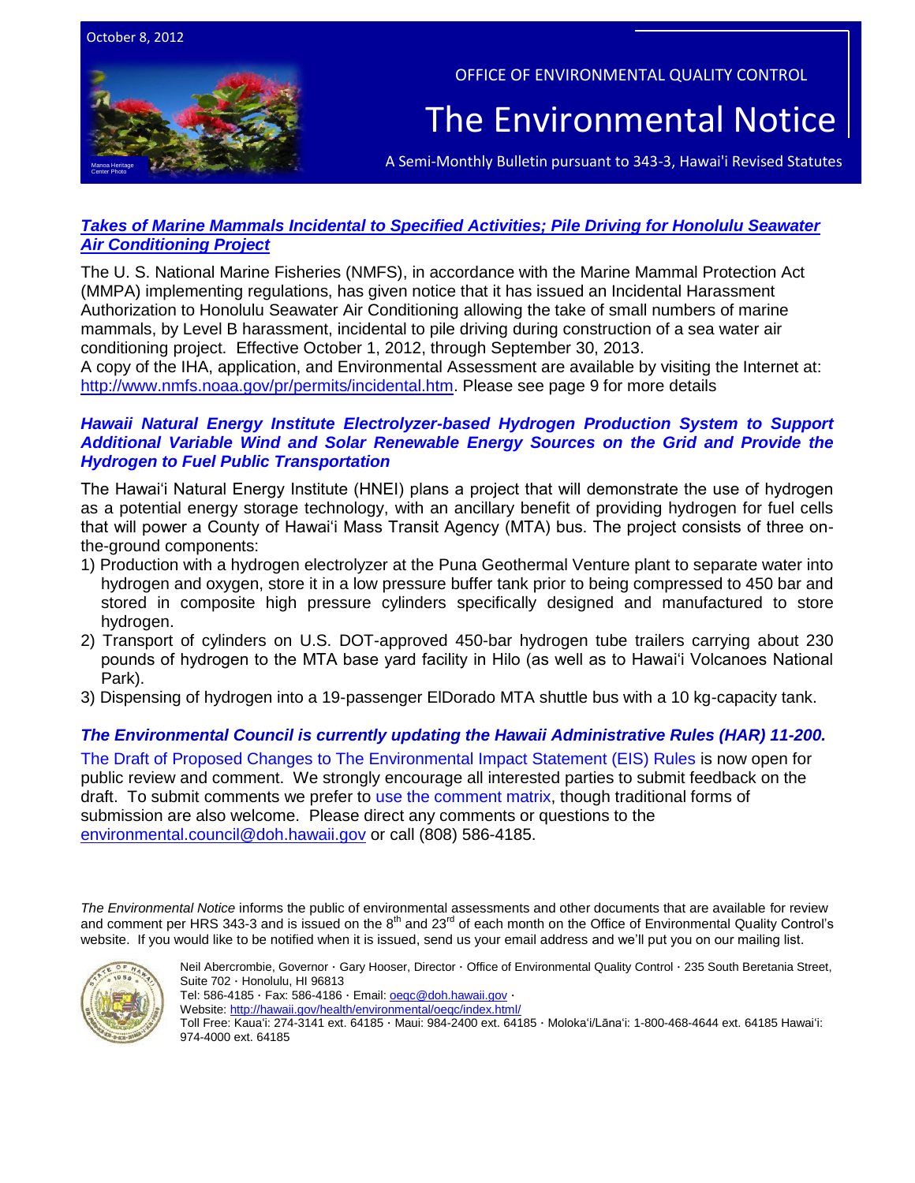October 8, 2012

OFFICE OF ENVIRONMENTAL QUALITY CONTROL

# The Environmental Notice

A Semi-Monthly Bulletin pursuant to 343-3, Hawai'i Revised Statutes

## ***Takes of Marine Mammals Incidental to Specified Activities; Pile Driving for Honolulu Seawater Air Conditioning Project***

The U. S. National Marine Fisheries (NMFS), in accordance with the Marine Mammal Protection Act (MMPA) implementing regulations, has given notice that it has issued an Incidental Harassment Authorization to Honolulu Seawater Air Conditioning allowing the take of small numbers of marine mammals, by Level B harassment, incidental to pile driving during construction of a sea water air conditioning project. Effective October 1, 2012, through September 30, 2013.
A copy of the IHA, application, and Environmental Assessment are available by visiting the Internet at: http://www.nmfs.noaa.gov/pr/permits/incidental.htm. Please see page 9 for more details

## ***Hawaii Natural Energy Institute Electrolyzer-based Hydrogen Production System to Support Additional Variable Wind and Solar Renewable Energy Sources on the Grid and Provide the Hydrogen to Fuel Public Transportation***

The Hawai'i Natural Energy Institute (HNEI) plans a project that will demonstrate the use of hydrogen as a potential energy storage technology, with an ancillary benefit of providing hydrogen for fuel cells that will power a County of Hawai'i Mass Transit Agency (MTA) bus. The project consists of three on-the-ground components:

1) Production with a hydrogen electrolyzer at the Puna Geothermal Venture plant to separate water into hydrogen and oxygen, store it in a low pressure buffer tank prior to being compressed to 450 bar and stored in composite high pressure cylinders specifically designed and manufactured to store hydrogen.
2) Transport of cylinders on U.S. DOT-approved 450-bar hydrogen tube trailers carrying about 230 pounds of hydrogen to the MTA base yard facility in Hilo (as well as to Hawai'i Volcanoes National Park).
3) Dispensing of hydrogen into a 19-passenger ElDorado MTA shuttle bus with a 10 kg-capacity tank.

## ***The Environmental Council is currently updating the Hawaii Administrative Rules (HAR) 11-200.***

The Draft of Proposed Changes to The Environmental Impact Statement (EIS) Rules is now open for public review and comment. We strongly encourage all interested parties to submit feedback on the draft. To submit comments we prefer to use the comment matrix, though traditional forms of submission are also welcome. Please direct any comments or questions to the environmental.council@doh.hawaii.gov or call (808) 586-4185.

*The Environmental Notice* informs the public of environmental assessments and other documents that are available for review and comment per HRS 343-3 and is issued on the 8th and 23rd of each month on the Office of Environmental Quality Control's website. If you would like to be notified when it is issued, send us your email address and we'll put you on our mailing list.

Neil Abercrombie, Governor · Gary Hooser, Director · Office of Environmental Quality Control · 235 South Beretania Street, Suite 702 · Honolulu, HI 96813
Tel: 586-4185 · Fax: 586-4186 · Email: oeqc@doh.hawaii.gov ·
Website: http://hawaii.gov/health/environmental/oeqc/index.html/
Toll Free: Kaua'i: 274-3141 ext. 64185 · Maui: 984-2400 ext. 64185 · Moloka'i/Lāna'i: 1-800-468-4644 ext. 64185 Hawai'i: 974-4000 ext. 64185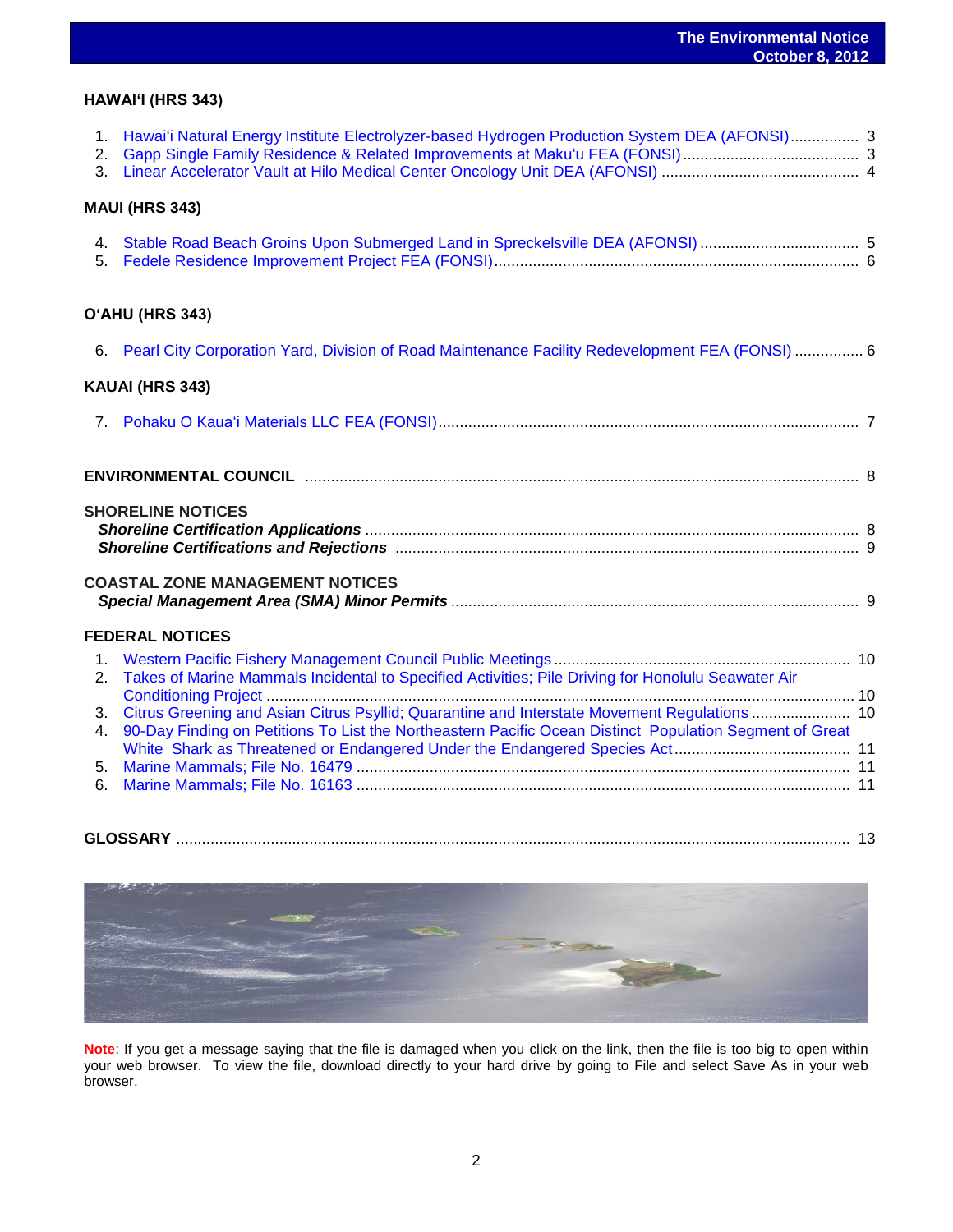## HAWAI'I (HRS 343)

1. Hawai'i Natural Energy Institute Electrolyzer-based Hydrogen Production System DEA (AFONSI)................ 3
2. Gapp Single Family Residence & Related Improvements at Maku'u FEA (FONSI)......................................... 3
3. Linear Accelerator Vault at Hilo Medical Center Oncology Unit DEA (AFONSI) .............................................. 4

## MAUI (HRS 343)

4. Stable Road Beach Groins Upon Submerged Land in Spreckelsville DEA (AFONSI) ..................................... 5
5. Fedele Residence Improvement Project FEA (FONSI)..................................................................................... 6

## O'AHU (HRS 343)

6. Pearl City Corporation Yard, Division of Road Maintenance Facility Redevelopment FEA (FONSI) ................ 6

## KAUAI (HRS 343)

7. Pohaku O Kaua'i Materials LLC FEA (FONSI).................................................................................................. 7

## ENVIRONMENTAL COUNCIL ................................................................................................................ 8

## SHORELINE NOTICES

***Shoreline Certification Applications*** .................................................................................................. 8
***Shoreline Certifications and Rejections*** ........................................................................................... 9

## COASTAL ZONE MANAGEMENT NOTICES

***Special Management Area (SMA) Minor Permits*** ............................................................................... 9

## FEDERAL NOTICES

1. Western Pacific Fishery Management Council Public Meetings ..................................................................... 10
2. Takes of Marine Mammals Incidental to Specified Activities; Pile Driving for Honolulu Seawater Air Conditioning Project ........................................................................................................................................ 10
3. Citrus Greening and Asian Citrus Psyllid; Quarantine and Interstate Movement Regulations ....................... 10
4. 90-Day Finding on Petitions To List the Northeastern Pacific Ocean Distinct Population Segment of Great White Shark as Threatened or Endangered Under the Endangered Species Act......................................... 11
5. Marine Mammals; File No. 16479 ................................................................................................................... 11
6. Marine Mammals; File No. 16163 ................................................................................................................... 11

## GLOSSARY ........................................................................................................................................... 13

**Note**: If you get a message saying that the file is damaged when you click on the link, then the file is too big to open within your web browser. To view the file, download directly to your hard drive by going to File and select Save As in your web browser.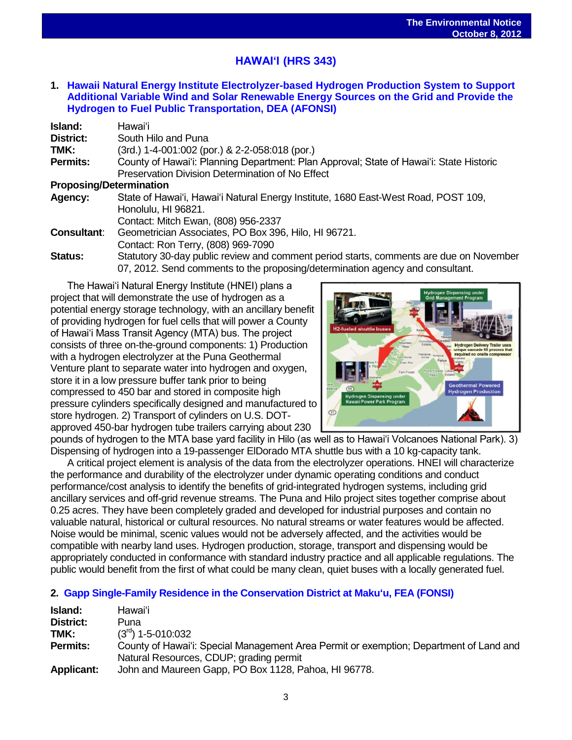# HAWAIʻI (HRS 343)

## 1. Hawaii Natural Energy Institute Electrolyzer-based Hydrogen Production System to Support Additional Variable Wind and Solar Renewable Energy Sources on the Grid and Provide the Hydrogen to Fuel Public Transportation, DEA (AFONSI)

**Island:** Hawaiʻi
**District:** South Hilo and Puna
**TMK:** (3rd.) 1-4-001:002 (por.) & 2-2-058:018 (por.)
**Permits:** County of Hawaiʻi: Planning Department: Plan Approval; State of Hawaiʻi: State Historic Preservation Division Determination of No Effect

**Proposing/Determination**

**Agency:** State of Hawaiʻi, Hawaiʻi Natural Energy Institute, 1680 East-West Road, POST 109, Honolulu, HI 96821.
Contact: Mitch Ewan, (808) 956-2337
**Consultant:** Geometrician Associates, PO Box 396, Hilo, HI 96721.
Contact: Ron Terry, (808) 969-7090
**Status:** Statutory 30-day public review and comment period starts, comments are due on November 07, 2012. Send comments to the proposing/determination agency and consultant.

The Hawaiʻi Natural Energy Institute (HNEI) plans a project that will demonstrate the use of hydrogen as a potential energy storage technology, with an ancillary benefit of providing hydrogen for fuel cells that will power a County of Hawaiʻi Mass Transit Agency (MTA) bus. The project consists of three on-the-ground components: 1) Production with a hydrogen electrolyzer at the Puna Geothermal Venture plant to separate water into hydrogen and oxygen, store it in a low pressure buffer tank prior to being compressed to 450 bar and stored in composite high pressure cylinders specifically designed and manufactured to store hydrogen. 2) Transport of cylinders on U.S. DOT-approved 450-bar hydrogen tube trailers carrying about 230 pounds of hydrogen to the MTA base yard facility in Hilo (as well as to Hawaiʻi Volcanoes National Park). 3) Dispensing of hydrogen into a 19-passenger ElDorado MTA shuttle bus with a 10 kg-capacity tank.

A critical project element is analysis of the data from the electrolyzer operations. HNEI will characterize the performance and durability of the electrolyzer under dynamic operating conditions and conduct performance/cost analysis to identify the benefits of grid-integrated hydrogen systems, including grid ancillary services and off-grid revenue streams. The Puna and Hilo project sites together comprise about 0.25 acres. They have been completely graded and developed for industrial purposes and contain no valuable natural, historical or cultural resources. No natural streams or water features would be affected. Noise would be minimal, scenic values would not be adversely affected, and the activities would be compatible with nearby land uses. Hydrogen production, storage, transport and dispensing would be appropriately conducted in conformance with standard industry practice and all applicable regulations. The public would benefit from the first of what could be many clean, quiet buses with a locally generated fuel.

## 2. Gapp Single-Family Residence in the Conservation District at Makuʻu, FEA (FONSI)

**Island:** Hawaiʻi
**District:** Puna
**TMK:** (3rd) 1-5-010:032
**Permits:** County of Hawaiʻi: Special Management Area Permit or exemption; Department of Land and Natural Resources, CDUP; grading permit
**Applicant:** John and Maureen Gapp, PO Box 1128, Pahoa, HI 96778.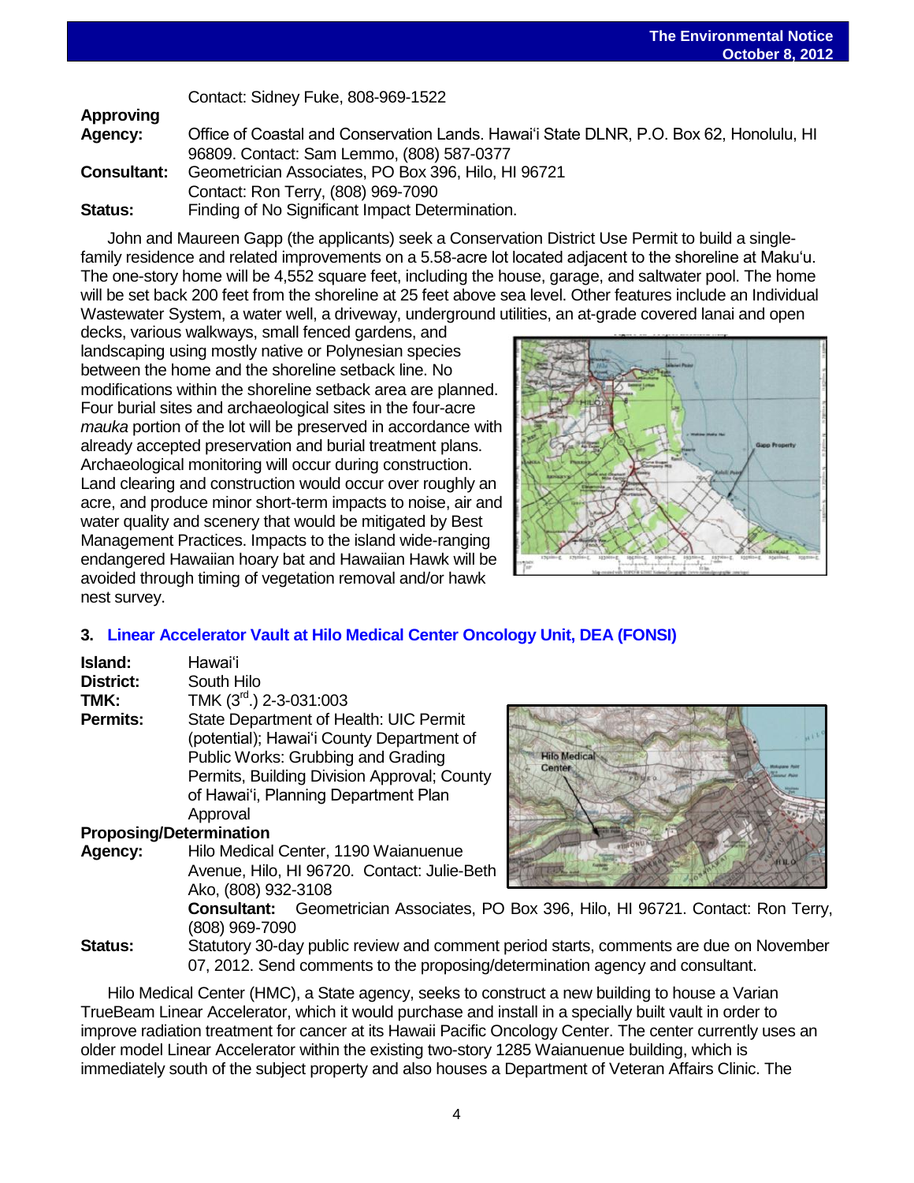Contact: Sidney Fuke, 808-969-1522

**Approving Agency:** Office of Coastal and Conservation Lands. Hawai'i State DLNR, P.O. Box 62, Honolulu, HI 96809. Contact: Sam Lemmo, (808) 587-0377

**Consultant:** Geometrician Associates, PO Box 396, Hilo, HI 96721 Contact: Ron Terry, (808) 969-7090

**Status:** Finding of No Significant Impact Determination.

John and Maureen Gapp (the applicants) seek a Conservation District Use Permit to build a single-family residence and related improvements on a 5.58-acre lot located adjacent to the shoreline at Maku'u. The one-story home will be 4,552 square feet, including the house, garage, and saltwater pool. The home will be set back 200 feet from the shoreline at 25 feet above sea level. Other features include an Individual Wastewater System, a water well, a driveway, underground utilities, an at-grade covered lanai and open decks, various walkways, small fenced gardens, and landscaping using mostly native or Polynesian species between the home and the shoreline setback line. No modifications within the shoreline setback area are planned. Four burial sites and archaeological sites in the four-acre *mauka* portion of the lot will be preserved in accordance with already accepted preservation and burial treatment plans. Archaeological monitoring will occur during construction. Land clearing and construction would occur over roughly an acre, and produce minor short-term impacts to noise, air and water quality and scenery that would be mitigated by Best Management Practices. Impacts to the island wide-ranging endangered Hawaiian hoary bat and Hawaiian Hawk will be avoided through timing of vegetation removal and/or hawk nest survey.

### 3. Linear Accelerator Vault at Hilo Medical Center Oncology Unit, DEA (FONSI)

**Island:** Hawai'i

**District:** South Hilo

**TMK:** TMK (3rd.) 2-3-031:003

**Permits:** State Department of Health: UIC Permit (potential); Hawai'i County Department of Public Works: Grubbing and Grading Permits, Building Division Approval; County of Hawai'i, Planning Department Plan Approval

**Proposing/Determination Agency:** Hilo Medical Center, 1190 Waianuenue Avenue, Hilo, HI 96720. Contact: Julie-Beth Ako, (808) 932-3108

**Consultant:** Geometrician Associates, PO Box 396, Hilo, HI 96721. Contact: Ron Terry, (808) 969-7090

**Status:** Statutory 30-day public review and comment period starts, comments are due on November 07, 2012. Send comments to the proposing/determination agency and consultant.

Hilo Medical Center (HMC), a State agency, seeks to construct a new building to house a Varian TrueBeam Linear Accelerator, which it would purchase and install in a specially built vault in order to improve radiation treatment for cancer at its Hawaii Pacific Oncology Center. The center currently uses an older model Linear Accelerator within the existing two-story 1285 Waianuenue building, which is immediately south of the subject property and also houses a Department of Veteran Affairs Clinic. The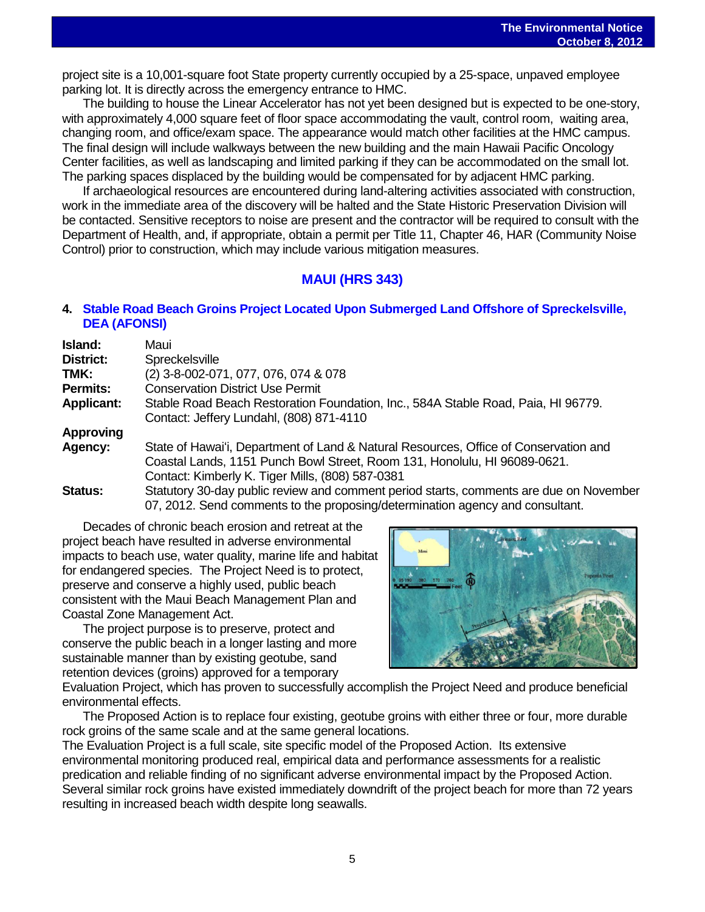project site is a 10,001-square foot State property currently occupied by a 25-space, unpaved employee parking lot. It is directly across the emergency entrance to HMC.

The building to house the Linear Accelerator has not yet been designed but is expected to be one-story, with approximately 4,000 square feet of floor space accommodating the vault, control room, waiting area, changing room, and office/exam space. The appearance would match other facilities at the HMC campus. The final design will include walkways between the new building and the main Hawaii Pacific Oncology Center facilities, as well as landscaping and limited parking if they can be accommodated on the small lot. The parking spaces displaced by the building would be compensated for by adjacent HMC parking.

If archaeological resources are encountered during land-altering activities associated with construction, work in the immediate area of the discovery will be halted and the State Historic Preservation Division will be contacted. Sensitive receptors to noise are present and the contractor will be required to consult with the Department of Health, and, if appropriate, obtain a permit per Title 11, Chapter 46, HAR (Community Noise Control) prior to construction, which may include various mitigation measures.

## MAUI (HRS 343)

### 4. Stable Road Beach Groins Project Located Upon Submerged Land Offshore of Spreckelsville, DEA (AFONSI)

| | |
|---|---|
| **Island:** | Maui |
| **District:** | Spreckelsville |
| **TMK:** | (2) 3-8-002-071, 077, 076, 074 & 078 |
| **Permits:** | Conservation District Use Permit |
| **Applicant:** | Stable Road Beach Restoration Foundation, Inc., 584A Stable Road, Paia, HI 96779. Contact: Jeffery Lundahl, (808) 871-4110 |
| **Approving Agency:** | State of Hawai'i, Department of Land & Natural Resources, Office of Conservation and Coastal Lands, 1151 Punch Bowl Street, Room 131, Honolulu, HI 96089-0621. Contact: Kimberly K. Tiger Mills, (808) 587-0381 |
| **Status:** | Statutory 30-day public review and comment period starts, comments are due on November 07, 2012. Send comments to the proposing/determination agency and consultant. |

Decades of chronic beach erosion and retreat at the project beach have resulted in adverse environmental impacts to beach use, water quality, marine life and habitat for endangered species. The Project Need is to protect, preserve and conserve a highly used, public beach consistent with the Maui Beach Management Plan and Coastal Zone Management Act.

The project purpose is to preserve, protect and conserve the public beach in a longer lasting and more sustainable manner than by existing geotube, sand retention devices (groins) approved for a temporary Evaluation Project, which has proven to successfully accomplish the Project Need and produce beneficial environmental effects.

The Proposed Action is to replace four existing, geotube groins with either three or four, more durable rock groins of the same scale and at the same general locations.

The Evaluation Project is a full scale, site specific model of the Proposed Action. Its extensive environmental monitoring produced real, empirical data and performance assessments for a realistic predication and reliable finding of no significant adverse environmental impact by the Proposed Action. Several similar rock groins have existed immediately downdrift of the project beach for more than 72 years resulting in increased beach width despite long seawalls.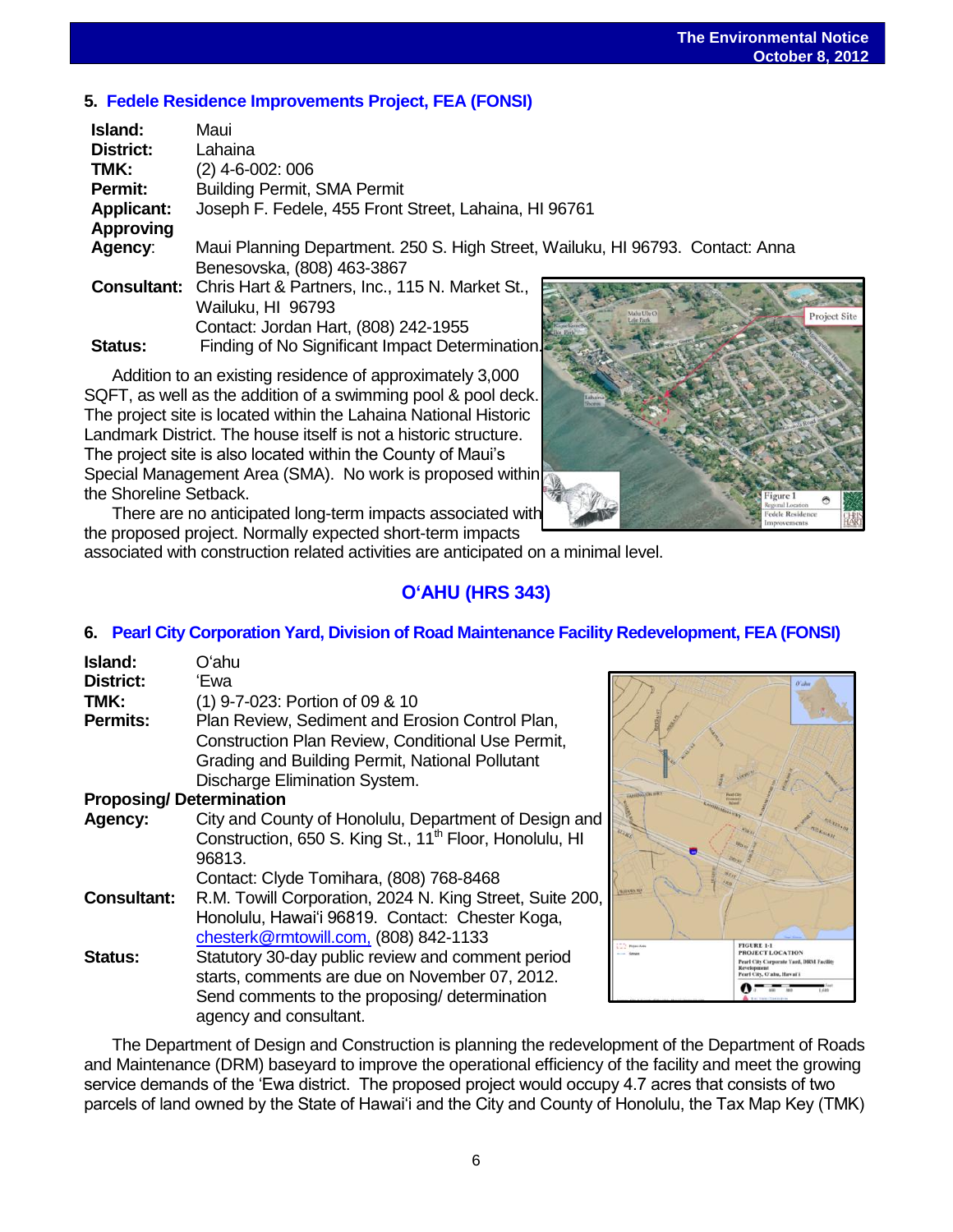### 5. Fedele Residence Improvements Project, FEA (FONSI)

**Island:** Maui
**District:** Lahaina
**TMK:** (2) 4-6-002: 006
**Permit:** Building Permit, SMA Permit
**Applicant:** Joseph F. Fedele, 455 Front Street, Lahaina, HI 96761
**Approving Agency:** Maui Planning Department. 250 S. High Street, Wailuku, HI 96793. Contact: Anna Benesovska, (808) 463-3867
**Consultant:** Chris Hart & Partners, Inc., 115 N. Market St., Wailuku, HI 96793
Contact: Jordan Hart, (808) 242-1955
**Status:** Finding of No Significant Impact Determination.

Addition to an existing residence of approximately 3,000 SQFT, as well as the addition of a swimming pool & pool deck. The project site is located within the Lahaina National Historic Landmark District. The house itself is not a historic structure. The project site is also located within the County of Maui's Special Management Area (SMA). No work is proposed within the Shoreline Setback.

There are no anticipated long-term impacts associated with the proposed project. Normally expected short-term impacts associated with construction related activities are anticipated on a minimal level.

## O'AHU (HRS 343)

### 6. Pearl City Corporation Yard, Division of Road Maintenance Facility Redevelopment, FEA (FONSI)

**Island:** O'ahu
**District:** 'Ewa
**TMK:** (1) 9-7-023: Portion of 09 & 10
**Permits:** Plan Review, Sediment and Erosion Control Plan, Construction Plan Review, Conditional Use Permit, Grading and Building Permit, National Pollutant Discharge Elimination System.
**Proposing/ Determination Agency:** City and County of Honolulu, Department of Design and Construction, 650 S. King St., 11th Floor, Honolulu, HI 96813.
Contact: Clyde Tomihara, (808) 768-8468
**Consultant:** R.M. Towill Corporation, 2024 N. King Street, Suite 200, Honolulu, Hawai'i 96819. Contact: Chester Koga, chesterk@rmtowill.com, (808) 842-1133
**Status:** Statutory 30-day public review and comment period starts, comments are due on November 07, 2012. Send comments to the proposing/ determination agency and consultant.

The Department of Design and Construction is planning the redevelopment of the Department of Roads and Maintenance (DRM) baseyard to improve the operational efficiency of the facility and meet the growing service demands of the 'Ewa district. The proposed project would occupy 4.7 acres that consists of two parcels of land owned by the State of Hawai'i and the City and County of Honolulu, the Tax Map Key (TMK)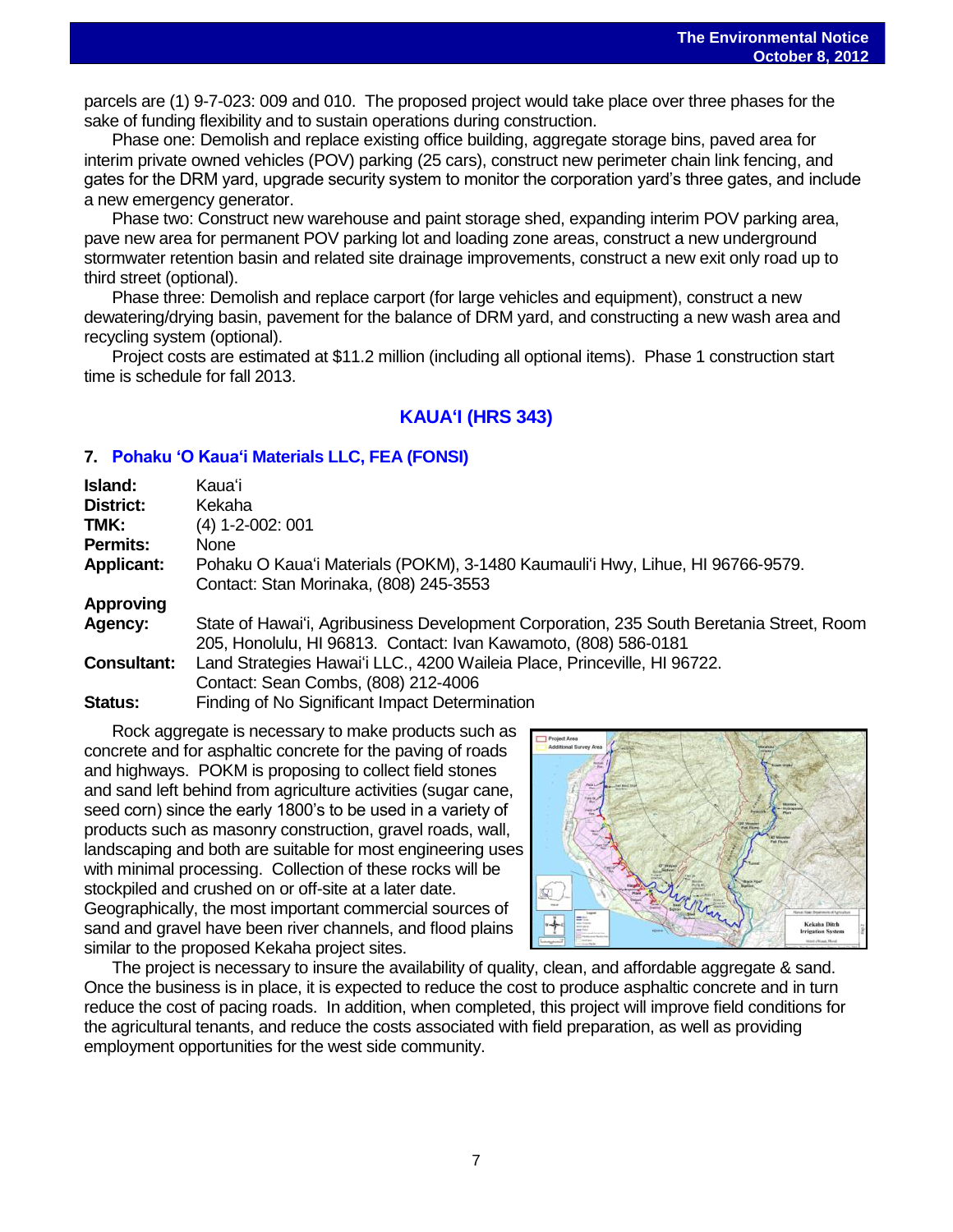parcels are (1) 9-7-023: 009 and 010. The proposed project would take place over three phases for the sake of funding flexibility and to sustain operations during construction.

Phase one: Demolish and replace existing office building, aggregate storage bins, paved area for interim private owned vehicles (POV) parking (25 cars), construct new perimeter chain link fencing, and gates for the DRM yard, upgrade security system to monitor the corporation yard's three gates, and include a new emergency generator.

Phase two: Construct new warehouse and paint storage shed, expanding interim POV parking area, pave new area for permanent POV parking lot and loading zone areas, construct a new underground stormwater retention basin and related site drainage improvements, construct a new exit only road up to third street (optional).

Phase three: Demolish and replace carport (for large vehicles and equipment), construct a new dewatering/drying basin, pavement for the balance of DRM yard, and constructing a new wash area and recycling system (optional).

Project costs are estimated at $11.2 million (including all optional items). Phase 1 construction start time is schedule for fall 2013.

## KAUAʻI (HRS 343)

### 7. Pohaku ʻO Kauaʻi Materials LLC, FEA (FONSI)

| | |
|---|---|
| **Island:** | Kauaʻi |
| **District:** | Kekaha |
| **TMK:** | (4) 1-2-002: 001 |
| **Permits:** | None |
| **Applicant:** | Pohaku O Kauaʻi Materials (POKM), 3-1480 Kaumauliʻi Hwy, Lihue, HI 96766-9579. Contact: Stan Morinaka, (808) 245-3553 |
| **Approving Agency:** | State of Hawaiʻi, Agribusiness Development Corporation, 235 South Beretania Street, Room 205, Honolulu, HI 96813. Contact: Ivan Kawamoto, (808) 586-0181 |
| **Consultant:** | Land Strategies Hawaiʻi LLC., 4200 Waileia Place, Princeville, HI 96722. Contact: Sean Combs, (808) 212-4006 |
| **Status:** | Finding of No Significant Impact Determination |

Rock aggregate is necessary to make products such as concrete and for asphaltic concrete for the paving of roads and highways. POKM is proposing to collect field stones and sand left behind from agriculture activities (sugar cane, seed corn) since the early 1800's to be used in a variety of products such as masonry construction, gravel roads, wall, landscaping and both are suitable for most engineering uses with minimal processing. Collection of these rocks will be stockpiled and crushed on or off-site at a later date. Geographically, the most important commercial sources of sand and gravel have been river channels, and flood plains similar to the proposed Kekaha project sites.

The project is necessary to insure the availability of quality, clean, and affordable aggregate & sand. Once the business is in place, it is expected to reduce the cost to produce asphaltic concrete and in turn reduce the cost of pacing roads. In addition, when completed, this project will improve field conditions for the agricultural tenants, and reduce the costs associated with field preparation, as well as providing employment opportunities for the west side community.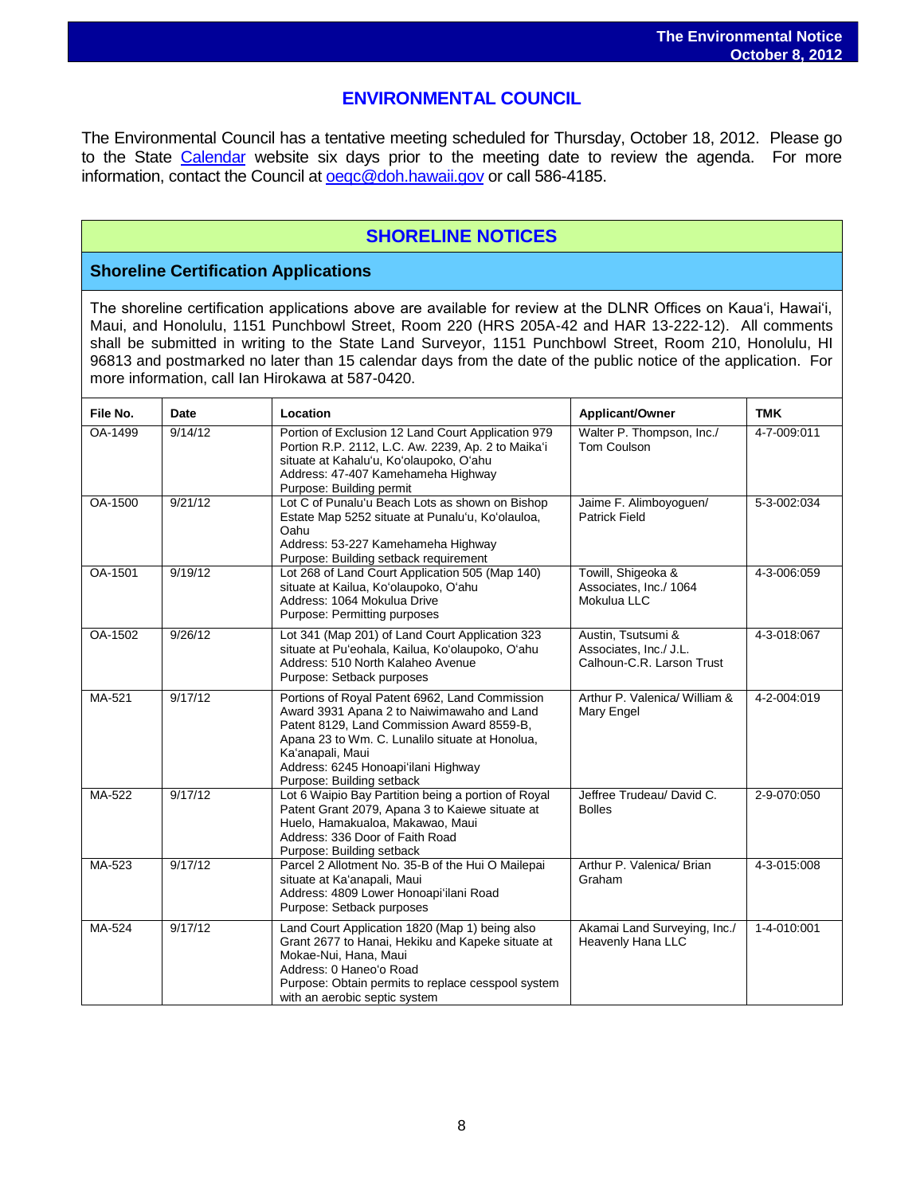## ENVIRONMENTAL COUNCIL

The Environmental Council has a tentative meeting scheduled for Thursday, October 18, 2012. Please go to the State Calendar website six days prior to the meeting date to review the agenda. For more information, contact the Council at oeqc@doh.hawaii.gov or call 586-4185.

## SHORELINE NOTICES

### Shoreline Certification Applications

The shoreline certification applications above are available for review at the DLNR Offices on Kaua'i, Hawai'i, Maui, and Honolulu, 1151 Punchbowl Street, Room 220 (HRS 205A-42 and HAR 13-222-12). All comments shall be submitted in writing to the State Land Surveyor, 1151 Punchbowl Street, Room 210, Honolulu, HI 96813 and postmarked no later than 15 calendar days from the date of the public notice of the application. For more information, call Ian Hirokawa at 587-0420.

| File No. | Date | Location | Applicant/Owner | TMK |
|---|---|---|---|---|
| OA-1499 | 9/14/12 | Portion of Exclusion 12 Land Court Application 979 Portion R.P. 2112, L.C. Aw. 2239, Ap. 2 to Maika'i situate at Kahalu'u, Ko'olaupoko, O'ahu<br>Address: 47-407 Kamehameha Highway<br>Purpose: Building permit | Walter P. Thompson, Inc./ Tom Coulson | 4-7-009:011 |
| OA-1500 | 9/21/12 | Lot C of Punalu'u Beach Lots as shown on Bishop Estate Map 5252 situate at Punalu'u, Ko'olauloa, Oahu<br>Address: 53-227 Kamehameha Highway<br>Purpose: Building setback requirement | Jaime F. Alimboyoguen/ Patrick Field | 5-3-002:034 |
| OA-1501 | 9/19/12 | Lot 268 of Land Court Application 505 (Map 140) situate at Kailua, Ko'olaupoko, O'ahu<br>Address: 1064 Mokulua Drive<br>Purpose: Permitting purposes | Towill, Shigeoka & Associates, Inc./ 1064 Mokulua LLC | 4-3-006:059 |
| OA-1502 | 9/26/12 | Lot 341 (Map 201) of Land Court Application 323 situate at Pu'eohala, Kailua, Ko'olaupoko, O'ahu<br>Address: 510 North Kalaheo Avenue<br>Purpose: Setback purposes | Austin, Tsutsumi & Associates, Inc./ J.L. Calhoun-C.R. Larson Trust | 4-3-018:067 |
| MA-521 | 9/17/12 | Portions of Royal Patent 6962, Land Commission Award 3931 Apana 2 to Naiwimawaho and Land Patent 8129, Land Commission Award 8559-B, Apana 23 to Wm. C. Lunalilo situate at Honolua, Ka'anapali, Maui<br>Address: 6245 Honoapi'ilani Highway<br>Purpose: Building setback | Arthur P. Valenica/ William & Mary Engel | 4-2-004:019 |
| MA-522 | 9/17/12 | Lot 6 Waipio Bay Partition being a portion of Royal Patent Grant 2079, Apana 3 to Kaiewe situate at Huelo, Hamakualoa, Makawao, Maui<br>Address: 336 Door of Faith Road<br>Purpose: Building setback | Jeffree Trudeau/ David C. Bolles | 2-9-070:050 |
| MA-523 | 9/17/12 | Parcel 2 Allotment No. 35-B of the Hui O Mailepai situate at Ka'anapali, Maui<br>Address: 4809 Lower Honoapi'ilani Road<br>Purpose: Setback purposes | Arthur P. Valenica/ Brian Graham | 4-3-015:008 |
| MA-524 | 9/17/12 | Land Court Application 1820 (Map 1) being also Grant 2677 to Hanai, Hekiku and Kapeke situate at Mokae-Nui, Hana, Maui<br>Address: 0 Haneo'o Road<br>Purpose: Obtain permits to replace cesspool system with an aerobic septic system | Akamai Land Surveying, Inc./ Heavenly Hana LLC | 1-4-010:001 |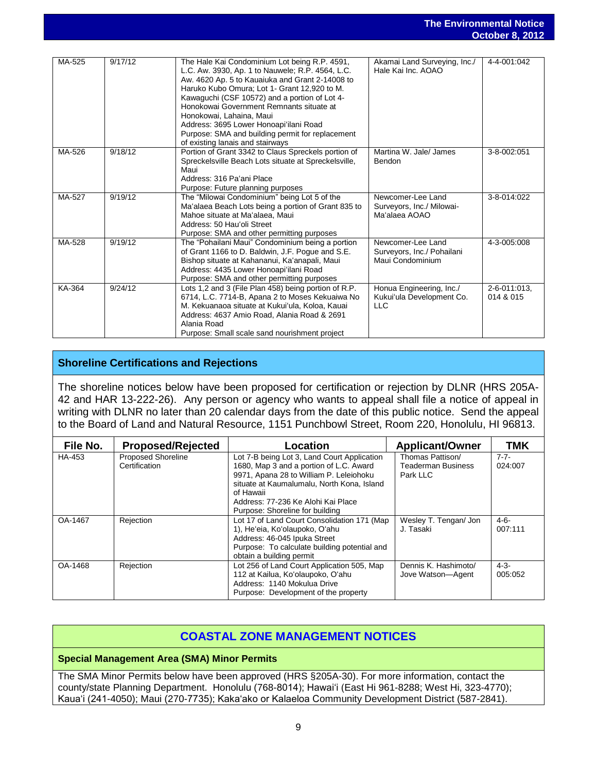| MA-525 | 9/17/12 | The Hale Kai Condominium Lot being R.P. 4591, L.C. Aw. 3930, Ap. 1 to Nauwele; R.P. 4564, L.C. Aw. 4620 Ap. 5 to Kauaiuka and Grant 2-14008 to Haruko Kubo Omura; Lot 1- Grant 12,920 to M. Kawaguchi (CSF 10572) and a portion of Lot 4- Honokowai Government Remnants situate at Honokowai, Lahaina, Maui<br>Address: 3695 Lower Honoapi'ilani Road<br>Purpose: SMA and building permit for replacement of existing lanais and stairways | Akamai Land Surveying, Inc./ Hale Kai Inc. AOAO | 4-4-001:042 |
|---|---|---|---|---|
| MA-526 | 9/18/12 | Portion of Grant 3342 to Claus Spreckels portion of Spreckelsville Beach Lots situate at Spreckelsville, Maui<br>Address: 316 Pa'ani Place<br>Purpose: Future planning purposes | Martina W. Jale/ James Bendon | 3-8-002:051 |
| MA-527 | 9/19/12 | The "Milowai Condominium" being Lot 5 of the Ma'alaea Beach Lots being a portion of Grant 835 to Mahoe situate at Ma'alaea, Maui<br>Address: 50 Hau'oli Street<br>Purpose: SMA and other permitting purposes | Newcomer-Lee Land Surveyors, Inc./ Milowai-Ma'alaea AOAO | 3-8-014:022 |
| MA-528 | 9/19/12 | The "Pohailani Maui" Condominium being a portion of Grant 1166 to D. Baldwin, J.F. Pogue and S.E. Bishop situate at Kahananui, Ka'anapali, Maui<br>Address: 4435 Lower Honoapi'ilani Road<br>Purpose: SMA and other permitting purposes | Newcomer-Lee Land Surveyors, Inc./ Pohailani Maui Condominium | 4-3-005:008 |
| KA-364 | 9/24/12 | Lots 1,2 and 3 (File Plan 458) being portion of R.P. 6714, L.C. 7714-B, Apana 2 to Moses Kekuaiwa No M. Kekuanaoa situate at Kukui'ula, Koloa, Kauai<br>Address: 4637 Amio Road, Alania Road & 2691 Alania Road<br>Purpose: Small scale sand nourishment project | Honua Engineering, Inc./ Kukui'ula Development Co. LLC | 2-6-011:013, 014 & 015 |

## Shoreline Certifications and Rejections

The shoreline notices below have been proposed for certification or rejection by DLNR (HRS 205A-42 and HAR 13-222-26). Any person or agency who wants to appeal shall file a notice of appeal in writing with DLNR no later than 20 calendar days from the date of this public notice. Send the appeal to the Board of Land and Natural Resource, 1151 Punchbowl Street, Room 220, Honolulu, HI 96813.

| File No. | Proposed/Rejected | Location | Applicant/Owner | TMK |
|---|---|---|---|---|
| HA-453 | Proposed Shoreline Certification | Lot 7-B being Lot 3, Land Court Application 1680, Map 3 and a portion of L.C. Award 9971, Apana 28 to William P. Leleiohoku situate at Kaumalumalu, North Kona, Island of Hawaii<br>Address: 77-236 Ke Alohi Kai Place<br>Purpose: Shoreline for building | Thomas Pattison/ Teaderman Business Park LLC | 7-7-024:007 |
| OA-1467 | Rejection | Lot 17 of Land Court Consolidation 171 (Map 1), He'eia, Ko'olaupoko, O'ahu<br>Address: 46-045 Ipuka Street<br>Purpose: To calculate building potential and obtain a building permit | Wesley T. Tengan/ Jon J. Tasaki | 4-6-007:111 |
| OA-1468 | Rejection | Lot 256 of Land Court Application 505, Map 112 at Kailua, Ko'olaupoko, O'ahu<br>Address: 1140 Mokulua Drive<br>Purpose: Development of the property | Dennis K. Hashimoto/ Jove Watson—Agent | 4-3-005:052 |

## COASTAL ZONE MANAGEMENT NOTICES

### Special Management Area (SMA) Minor Permits

The SMA Minor Permits below have been approved (HRS §205A-30). For more information, contact the county/state Planning Department. Honolulu (768-8014); Hawai'i (East Hi 961-8288; West Hi, 323-4770); Kaua'i (241-4050); Maui (270-7735); Kaka'ako or Kalaeloa Community Development District (587-2841).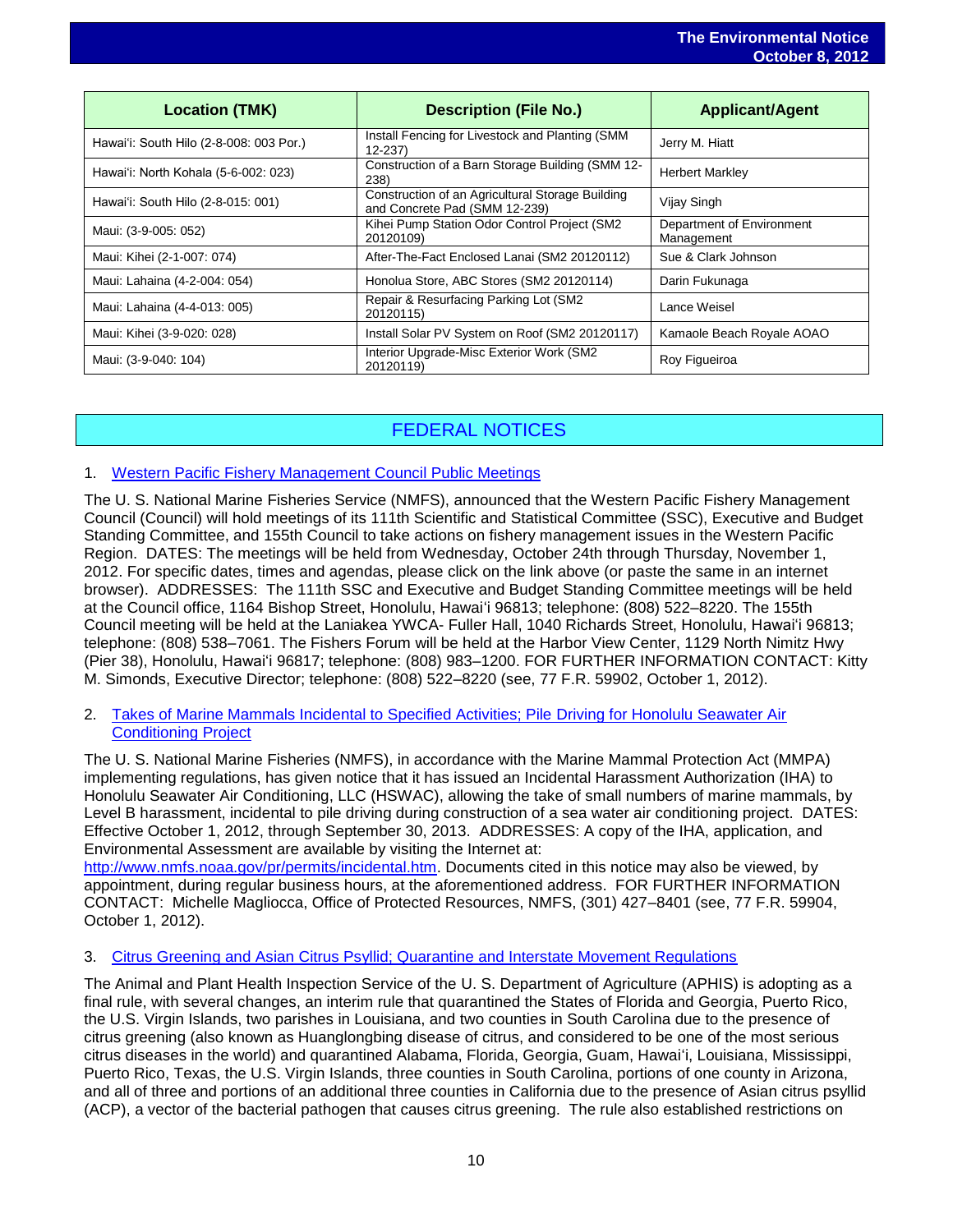| Location (TMK) | Description (File No.) | Applicant/Agent |
| --- | --- | --- |
| Hawai'i: South Hilo (2-8-008: 003 Por.) | Install Fencing for Livestock and Planting (SMM 12-237) | Jerry M. Hiatt |
| Hawai'i: North Kohala (5-6-002: 023) | Construction of a Barn Storage Building (SMM 12-238) | Herbert Markley |
| Hawai'i: South Hilo (2-8-015: 001) | Construction of an Agricultural Storage Building and Concrete Pad (SMM 12-239) | Vijay Singh |
| Maui: (3-9-005: 052) | Kihei Pump Station Odor Control Project (SM2 20120109) | Department of Environment Management |
| Maui: Kihei (2-1-007: 074) | After-The-Fact Enclosed Lanai (SM2 20120112) | Sue & Clark Johnson |
| Maui: Lahaina (4-2-004: 054) | Honolua Store, ABC Stores (SM2 20120114) | Darin Fukunaga |
| Maui: Lahaina (4-4-013: 005) | Repair & Resurfacing Parking Lot (SM2 20120115) | Lance Weisel |
| Maui: Kihei (3-9-020: 028) | Install Solar PV System on Roof (SM2 20120117) | Kamaole Beach Royale AOAO |
| Maui: (3-9-040: 104) | Interior Upgrade-Misc Exterior Work (SM2 20120119) | Roy Figueiroa |

## FEDERAL NOTICES

1. Western Pacific Fishery Management Council Public Meetings

The U. S. National Marine Fisheries Service (NMFS), announced that the Western Pacific Fishery Management Council (Council) will hold meetings of its 111th Scientific and Statistical Committee (SSC), Executive and Budget Standing Committee, and 155th Council to take actions on fishery management issues in the Western Pacific Region. DATES: The meetings will be held from Wednesday, October 24th through Thursday, November 1, 2012. For specific dates, times and agendas, please click on the link above (or paste the same in an internet browser). ADDRESSES: The 111th SSC and Executive and Budget Standing Committee meetings will be held at the Council office, 1164 Bishop Street, Honolulu, Hawai'i 96813; telephone: (808) 522–8220. The 155th Council meeting will be held at the Laniakea YWCA- Fuller Hall, 1040 Richards Street, Honolulu, Hawai'i 96813; telephone: (808) 538–7061. The Fishers Forum will be held at the Harbor View Center, 1129 North Nimitz Hwy (Pier 38), Honolulu, Hawai'i 96817; telephone: (808) 983–1200. FOR FURTHER INFORMATION CONTACT: Kitty M. Simonds, Executive Director; telephone: (808) 522–8220 (see, 77 F.R. 59902, October 1, 2012).

2. Takes of Marine Mammals Incidental to Specified Activities; Pile Driving for Honolulu Seawater Air Conditioning Project

The U. S. National Marine Fisheries (NMFS), in accordance with the Marine Mammal Protection Act (MMPA) implementing regulations, has given notice that it has issued an Incidental Harassment Authorization (IHA) to Honolulu Seawater Air Conditioning, LLC (HSWAC), allowing the take of small numbers of marine mammals, by Level B harassment, incidental to pile driving during construction of a sea water air conditioning project. DATES: Effective October 1, 2012, through September 30, 2013. ADDRESSES: A copy of the IHA, application, and Environmental Assessment are available by visiting the Internet at: http://www.nmfs.noaa.gov/pr/permits/incidental.htm. Documents cited in this notice may also be viewed, by appointment, during regular business hours, at the aforementioned address. FOR FURTHER INFORMATION CONTACT: Michelle Magliocca, Office of Protected Resources, NMFS, (301) 427–8401 (see, 77 F.R. 59904, October 1, 2012).

3. Citrus Greening and Asian Citrus Psyllid; Quarantine and Interstate Movement Regulations

The Animal and Plant Health Inspection Service of the U. S. Department of Agriculture (APHIS) is adopting as a final rule, with several changes, an interim rule that quarantined the States of Florida and Georgia, Puerto Rico, the U.S. Virgin Islands, two parishes in Louisiana, and two counties in South Carolina due to the presence of citrus greening (also known as Huanglongbing disease of citrus, and considered to be one of the most serious citrus diseases in the world) and quarantined Alabama, Florida, Georgia, Guam, Hawai'i, Louisiana, Mississippi, Puerto Rico, Texas, the U.S. Virgin Islands, three counties in South Carolina, portions of one county in Arizona, and all of three and portions of an additional three counties in California due to the presence of Asian citrus psyllid (ACP), a vector of the bacterial pathogen that causes citrus greening. The rule also established restrictions on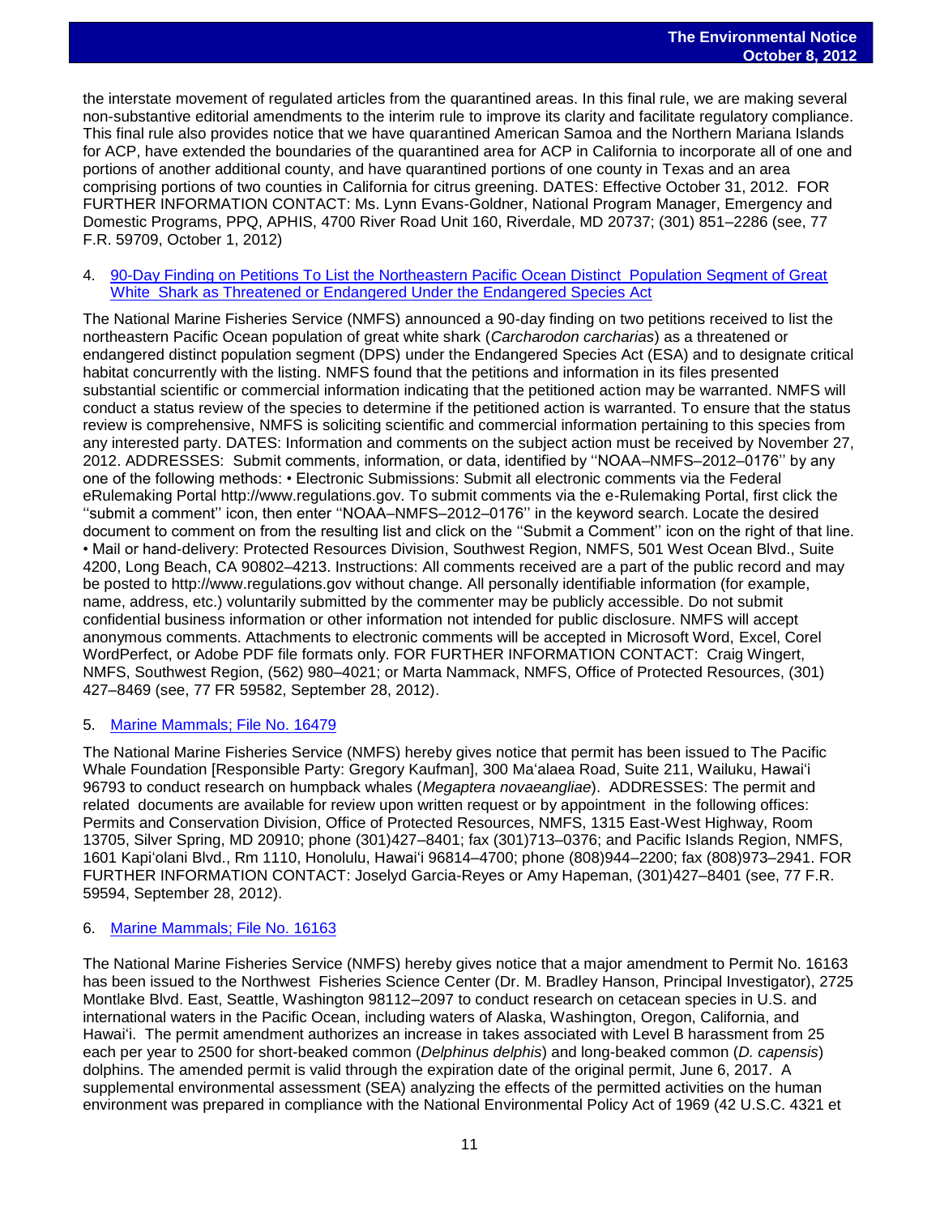the interstate movement of regulated articles from the quarantined areas. In this final rule, we are making several non-substantive editorial amendments to the interim rule to improve its clarity and facilitate regulatory compliance. This final rule also provides notice that we have quarantined American Samoa and the Northern Mariana Islands for ACP, have extended the boundaries of the quarantined area for ACP in California to incorporate all of one and portions of another additional county, and have quarantined portions of one county in Texas and an area comprising portions of two counties in California for citrus greening. DATES: Effective October 31, 2012. FOR FURTHER INFORMATION CONTACT: Ms. Lynn Evans-Goldner, National Program Manager, Emergency and Domestic Programs, PPQ, APHIS, 4700 River Road Unit 160, Riverdale, MD 20737; (301) 851–2286 (see, 77 F.R. 59709, October 1, 2012)

4. 90-Day Finding on Petitions To List the Northeastern Pacific Ocean Distinct Population Segment of Great White Shark as Threatened or Endangered Under the Endangered Species Act

The National Marine Fisheries Service (NMFS) announced a 90-day finding on two petitions received to list the northeastern Pacific Ocean population of great white shark (*Carcharodon carcharias*) as a threatened or endangered distinct population segment (DPS) under the Endangered Species Act (ESA) and to designate critical habitat concurrently with the listing. NMFS found that the petitions and information in its files presented substantial scientific or commercial information indicating that the petitioned action may be warranted. NMFS will conduct a status review of the species to determine if the petitioned action is warranted. To ensure that the status review is comprehensive, NMFS is soliciting scientific and commercial information pertaining to this species from any interested party. DATES: Information and comments on the subject action must be received by November 27, 2012. ADDRESSES: Submit comments, information, or data, identified by ''NOAA–NMFS–2012–0176'' by any one of the following methods: • Electronic Submissions: Submit all electronic comments via the Federal eRulemaking Portal http://www.regulations.gov. To submit comments via the e-Rulemaking Portal, first click the ''submit a comment'' icon, then enter ''NOAA–NMFS–2012–0176'' in the keyword search. Locate the desired document to comment on from the resulting list and click on the ''Submit a Comment'' icon on the right of that line. • Mail or hand-delivery: Protected Resources Division, Southwest Region, NMFS, 501 West Ocean Blvd., Suite 4200, Long Beach, CA 90802–4213. Instructions: All comments received are a part of the public record and may be posted to http://www.regulations.gov without change. All personally identifiable information (for example, name, address, etc.) voluntarily submitted by the commenter may be publicly accessible. Do not submit confidential business information or other information not intended for public disclosure. NMFS will accept anonymous comments. Attachments to electronic comments will be accepted in Microsoft Word, Excel, Corel WordPerfect, or Adobe PDF file formats only. FOR FURTHER INFORMATION CONTACT: Craig Wingert, NMFS, Southwest Region, (562) 980–4021; or Marta Nammack, NMFS, Office of Protected Resources, (301) 427–8469 (see, 77 FR 59582, September 28, 2012).

5. Marine Mammals; File No. 16479

The National Marine Fisheries Service (NMFS) hereby gives notice that permit has been issued to The Pacific Whale Foundation [Responsible Party: Gregory Kaufman], 300 Ma'alaea Road, Suite 211, Wailuku, Hawai'i 96793 to conduct research on humpback whales (*Megaptera novaeangliae*). ADDRESSES: The permit and related documents are available for review upon written request or by appointment in the following offices: Permits and Conservation Division, Office of Protected Resources, NMFS, 1315 East-West Highway, Room 13705, Silver Spring, MD 20910; phone (301)427–8401; fax (301)713–0376; and Pacific Islands Region, NMFS, 1601 Kapi'olani Blvd., Rm 1110, Honolulu, Hawai'i 96814–4700; phone (808)944–2200; fax (808)973–2941. FOR FURTHER INFORMATION CONTACT: Joselyd Garcia-Reyes or Amy Hapeman, (301)427–8401 (see, 77 F.R. 59594, September 28, 2012).

6. Marine Mammals; File No. 16163

The National Marine Fisheries Service (NMFS) hereby gives notice that a major amendment to Permit No. 16163 has been issued to the Northwest Fisheries Science Center (Dr. M. Bradley Hanson, Principal Investigator), 2725 Montlake Blvd. East, Seattle, Washington 98112–2097 to conduct research on cetacean species in U.S. and international waters in the Pacific Ocean, including waters of Alaska, Washington, Oregon, California, and Hawai'i. The permit amendment authorizes an increase in takes associated with Level B harassment from 25 each per year to 2500 for short-beaked common (*Delphinus delphis*) and long-beaked common (*D. capensis*) dolphins. The amended permit is valid through the expiration date of the original permit, June 6, 2017. A supplemental environmental assessment (SEA) analyzing the effects of the permitted activities on the human environment was prepared in compliance with the National Environmental Policy Act of 1969 (42 U.S.C. 4321 et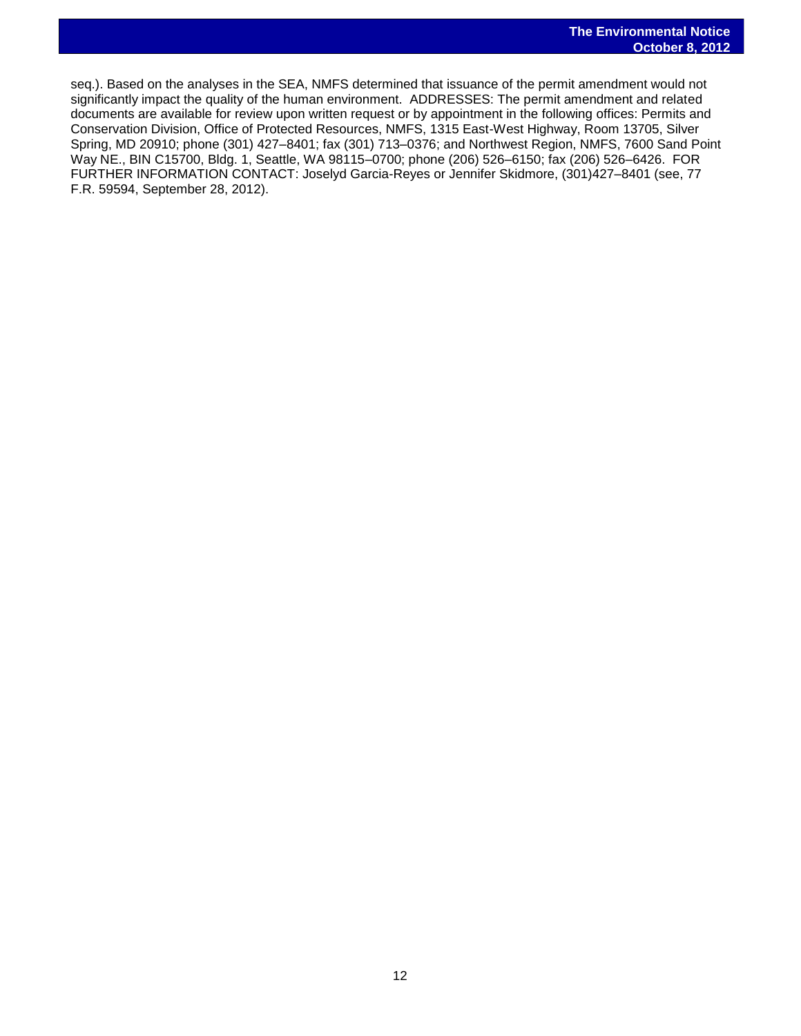seq.). Based on the analyses in the SEA, NMFS determined that issuance of the permit amendment would not significantly impact the quality of the human environment. ADDRESSES: The permit amendment and related documents are available for review upon written request or by appointment in the following offices: Permits and Conservation Division, Office of Protected Resources, NMFS, 1315 East-West Highway, Room 13705, Silver Spring, MD 20910; phone (301) 427–8401; fax (301) 713–0376; and Northwest Region, NMFS, 7600 Sand Point Way NE., BIN C15700, Bldg. 1, Seattle, WA 98115–0700; phone (206) 526–6150; fax (206) 526–6426. FOR FURTHER INFORMATION CONTACT: Joselyd Garcia-Reyes or Jennifer Skidmore, (301)427–8401 (see, 77 F.R. 59594, September 28, 2012).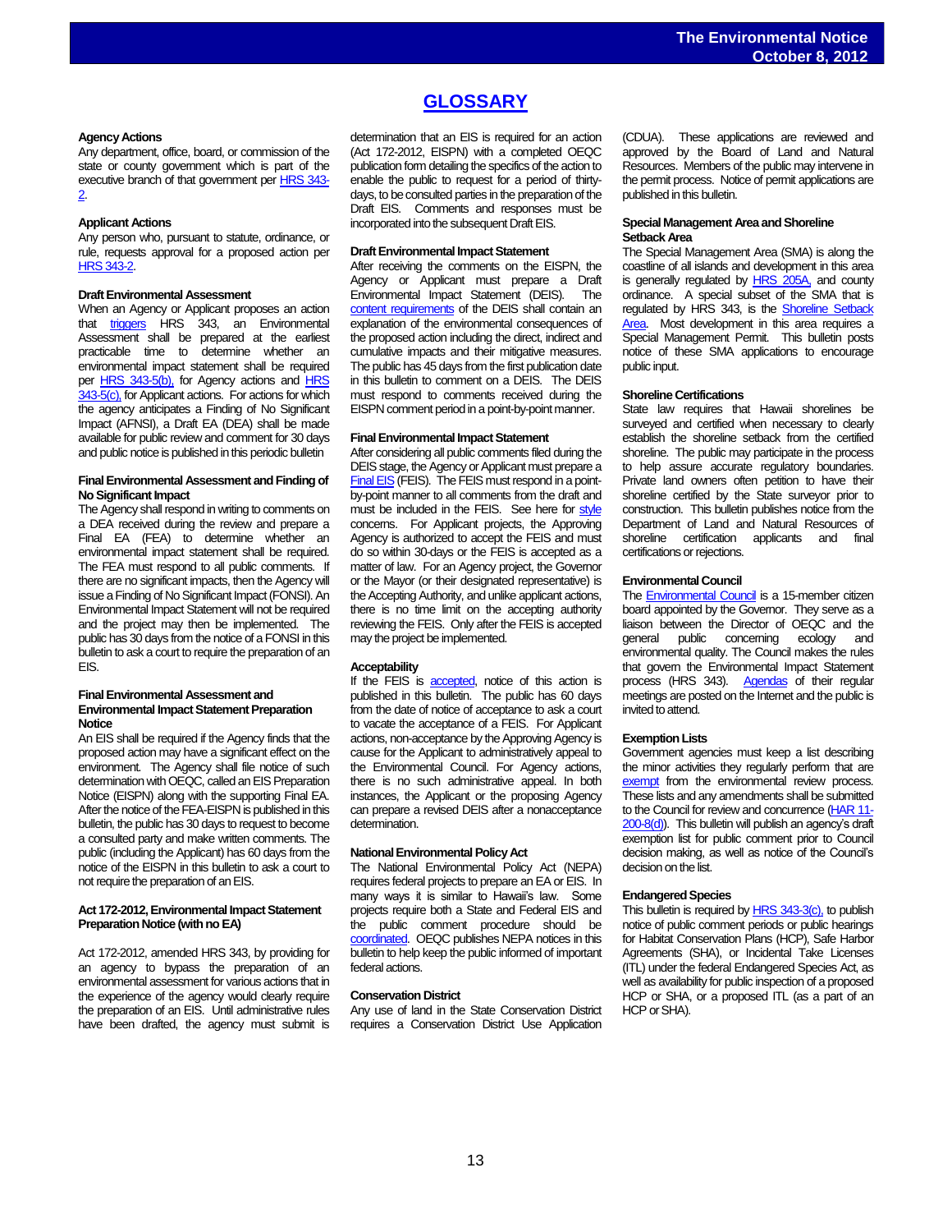# GLOSSARY

### Agency Actions

Any department, office, board, or commission of the state or county government which is part of the executive branch of that government per HRS 343-2.

### Applicant Actions

Any person who, pursuant to statute, ordinance, or rule, requests approval for a proposed action per HRS 343-2.

### Draft Environmental Assessment

When an Agency or Applicant proposes an action that triggers HRS 343, an Environmental Assessment shall be prepared at the earliest practicable time to determine whether an environmental impact statement shall be required per HRS 343-5(b), for Agency actions and HRS 343-5(c), for Applicant actions. For actions for which the agency anticipates a Finding of No Significant Impact (AFNSI), a Draft EA (DEA) shall be made available for public review and comment for 30 days and public notice is published in this periodic bulletin

### Final Environmental Assessment and Finding of No Significant Impact

The Agency shall respond in writing to comments on a DEA received during the review and prepare a Final EA (FEA) to determine whether an environmental impact statement shall be required. The FEA must respond to all public comments. If there are no significant impacts, then the Agency will issue a Finding of No Significant Impact (FONSI). An Environmental Impact Statement will not be required and the project may then be implemented. The public has 30 days from the notice of a FONSI in this bulletin to ask a court to require the preparation of an EIS.

### Final Environmental Assessment and Environmental Impact Statement Preparation Notice

An EIS shall be required if the Agency finds that the proposed action may have a significant effect on the environment. The Agency shall file notice of such determination with OEQC, called an EIS Preparation Notice (EISPN) along with the supporting Final EA. After the notice of the FEA-EISPN is published in this bulletin, the public has 30 days to request to become a consulted party and make written comments. The public (including the Applicant) has 60 days from the notice of the EISPN in this bulletin to ask a court to not require the preparation of an EIS.

### Act 172-2012, Environmental Impact Statement Preparation Notice (with no EA)

Act 172-2012, amended HRS 343, by providing for an agency to bypass the preparation of an environmental assessment for various actions that in the experience of the agency would clearly require the preparation of an EIS. Until administrative rules have been drafted, the agency must submit is determination that an EIS is required for an action (Act 172-2012, EISPN) with a completed OEQC publication form detailing the specifics of the action to enable the public to request for a period of thirty-days, to be consulted parties in the preparation of the Draft EIS. Comments and responses must be incorporated into the subsequent Draft EIS.

### Draft Environmental Impact Statement

After receiving the comments on the EISPN, the Agency or Applicant must prepare a Draft Environmental Impact Statement (DEIS). The content requirements of the DEIS shall contain an explanation of the environmental consequences of the proposed action including the direct, indirect and cumulative impacts and their mitigative measures. The public has 45 days from the first publication date in this bulletin to comment on a DEIS. The DEIS must respond to comments received during the EISPN comment period in a point-by-point manner.

### Final Environmental Impact Statement

After considering all public comments filed during the DEIS stage, the Agency or Applicant must prepare a Final EIS (FEIS). The FEIS must respond in a point-by-point manner to all comments from the draft and must be included in the FEIS. See here for style concerns. For Applicant projects, the Approving Agency is authorized to accept the FEIS and must do so within 30-days or the FEIS is accepted as a matter of law. For an Agency project, the Governor or the Mayor (or their designated representative) is the Accepting Authority, and unlike applicant actions, there is no time limit on the accepting authority reviewing the FEIS. Only after the FEIS is accepted may the project be implemented.

### Acceptability

If the FEIS is accepted, notice of this action is published in this bulletin. The public has 60 days from the date of notice of acceptance to ask a court to vacate the acceptance of a FEIS. For Applicant actions, non-acceptance by the Approving Agency is cause for the Applicant to administratively appeal to the Environmental Council. For Agency actions, there is no such administrative appeal. In both instances, the Applicant or the proposing Agency can prepare a revised DEIS after a nonacceptance determination.

### National Environmental Policy Act

The National Environmental Policy Act (NEPA) requires federal projects to prepare an EA or EIS. In many ways it is similar to Hawaii's law. Some projects require both a State and Federal EIS and the public comment procedure should be coordinated. OEQC publishes NEPA notices in this bulletin to help keep the public informed of important federal actions.

### Conservation District

Any use of land in the State Conservation District requires a Conservation District Use Application (CDUA). These applications are reviewed and approved by the Board of Land and Natural Resources. Members of the public may intervene in the permit process. Notice of permit applications are published in this bulletin.

### Special Management Area and Shoreline Setback Area

The Special Management Area (SMA) is along the coastline of all islands and development in this area is generally regulated by HRS 205A, and county ordinance. A special subset of the SMA that is regulated by HRS 343, is the Shoreline Setback Area. Most development in this area requires a Special Management Permit. This bulletin posts notice of these SMA applications to encourage public input.

### Shoreline Certifications

State law requires that Hawaii shorelines be surveyed and certified when necessary to clearly establish the shoreline setback from the certified shoreline. The public may participate in the process to help assure accurate regulatory boundaries. Private land owners often petition to have their shoreline certified by the State surveyor prior to construction. This bulletin publishes notice from the Department of Land and Natural Resources of shoreline certification applicants and final certifications or rejections.

### Environmental Council

The Environmental Council is a 15-member citizen board appointed by the Governor. They serve as a liaison between the Director of OEQC and the general public concerning ecology and environmental quality. The Council makes the rules that govern the Environmental Impact Statement process (HRS 343). Agendas of their regular meetings are posted on the Internet and the public is invited to attend.

### Exemption Lists

Government agencies must keep a list describing the minor activities they regularly perform that are exempt from the environmental review process. These lists and any amendments shall be submitted to the Council for review and concurrence (HAR 11-200-8(d)). This bulletin will publish an agency's draft exemption list for public comment prior to Council decision making, as well as notice of the Council's decision on the list.

### Endangered Species

This bulletin is required by HRS 343-3(c), to publish notice of public comment periods or public hearings for Habitat Conservation Plans (HCP), Safe Harbor Agreements (SHA), or Incidental Take Licenses (ITL) under the federal Endangered Species Act, as well as availability for public inspection of a proposed HCP or SHA, or a proposed ITL (as a part of an HCP or SHA).